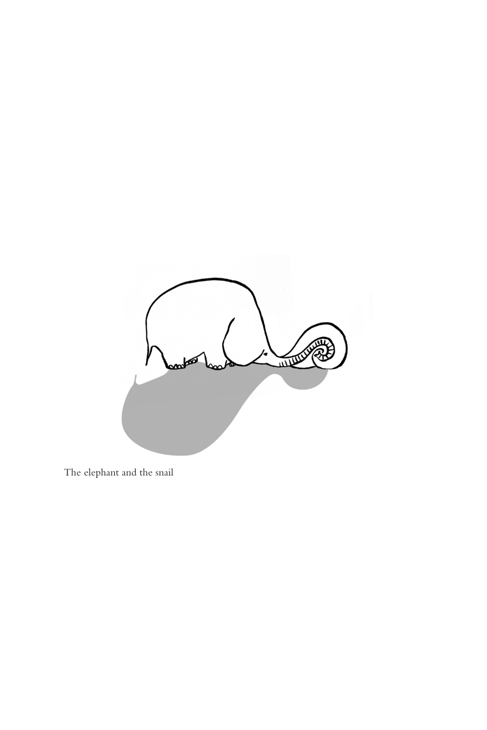The elephant and the snail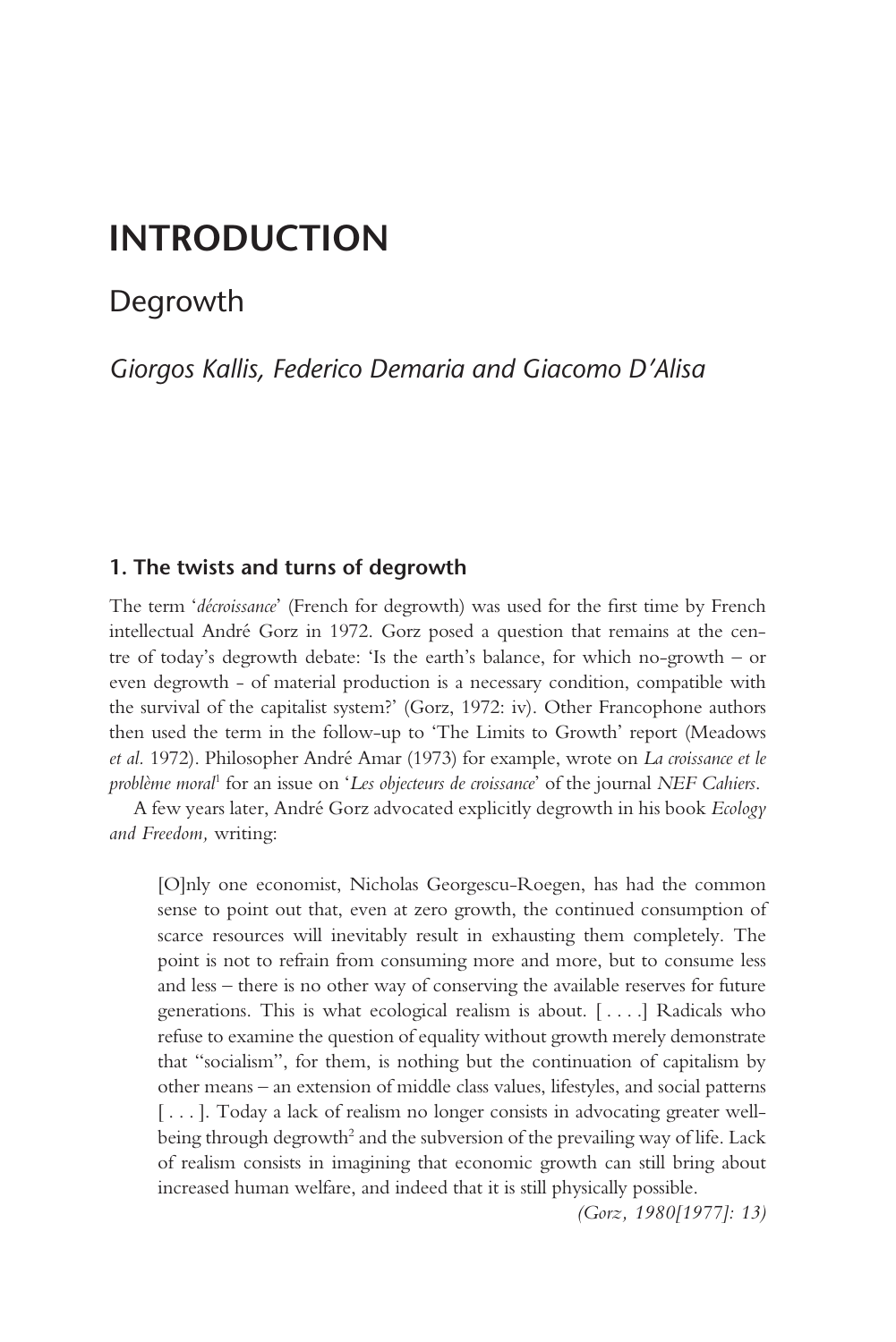# INTRODUCTION

## Degrowth

*Giorgos Kallis, Federico Demaria and Giacomo D'Alisa*

### 1. The twists and turns of degrowth

The term '*décroissance*' (French for degrowth) was used for the first time by French intellectual André Gorz in 1972. Gorz posed a question that remains at the centre of today's degrowth debate: 'Is the earth's balance, for which no-growth – or even degrowth - of material production is a necessary condition, compatible with the survival of the capitalist system?' (Gorz, 1972: iv). Other Francophone authors then used the term in the follow-up to 'The Limits to Growth' report (Meadows *et al.* 1972). Philosopher André Amar (1973) for example, wrote on *La croissance et le problème moral*[1] for an issue on '*Les objecteurs de croissance*' of the journal *NEF Cahiers.*

A few years later, André Gorz advocated explicitly degrowth in his book *Ecology and Freedom,* writing:

> [O]nly one economist, Nicholas Georgescu-Roegen, has had the common sense to point out that, even at zero growth, the continued consumption of scarce resources will inevitably result in exhausting them completely. The point is not to refrain from consuming more and more, but to consume less and less – there is no other way of conserving the available reserves for future generations. This is what ecological realism is about. [ . . . .] Radicals who refuse to examine the question of equality without growth merely demonstrate that "socialism", for them, is nothing but the continuation of capitalism by other means – an extension of middle class values, lifestyles, and social patterns [ . . . ]. Today a lack of realism no longer consists in advocating greater well-being through degrowth[2] and the subversion of the prevailing way of life. Lack of realism consists in imagining that economic growth can still bring about increased human welfare, and indeed that it is still physically possible.
>
> *(Gorz, 1980[1977]: 13)*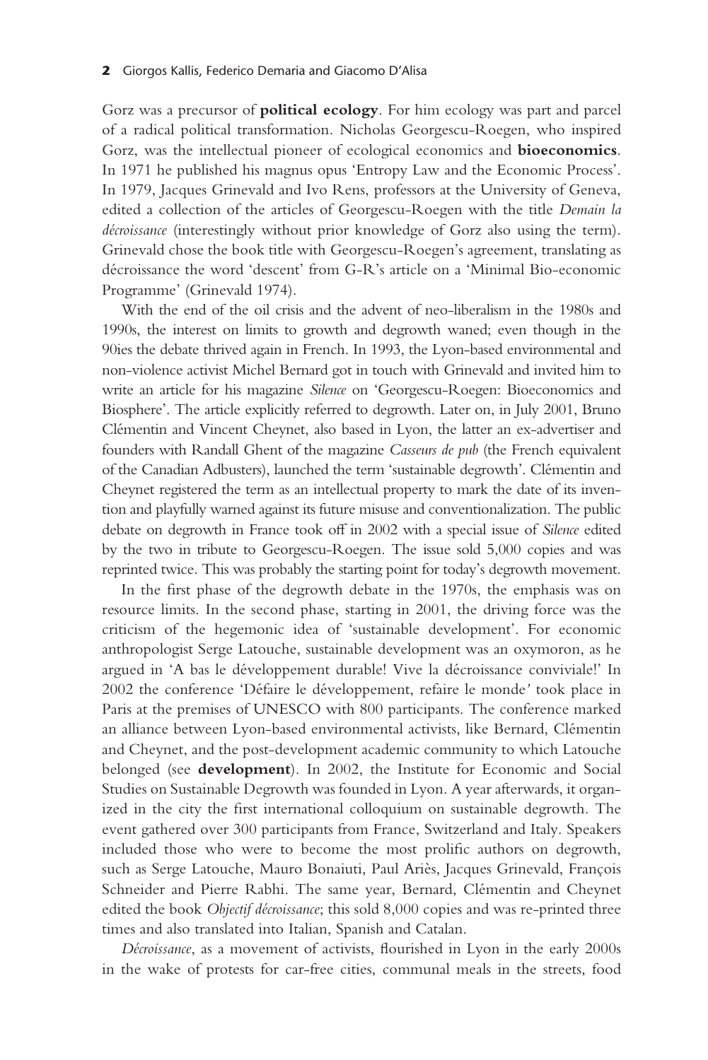Gorz was a precursor of **political ecology**. For him ecology was part and parcel of a radical political transformation. Nicholas Georgescu-Roegen, who inspired Gorz, was the intellectual pioneer of ecological economics and **bioeconomics**. In 1971 he published his magnus opus 'Entropy Law and the Economic Process'. In 1979, Jacques Grinevald and Ivo Rens, professors at the University of Geneva, edited a collection of the articles of Georgescu-Roegen with the title *Demain la décroissance* (interestingly without prior knowledge of Gorz also using the term). Grinevald chose the book title with Georgescu-Roegen's agreement, translating as décroissance the word 'descent' from G-R's article on a 'Minimal Bio-economic Programme' (Grinevald 1974).

With the end of the oil crisis and the advent of neo-liberalism in the 1980s and 1990s, the interest on limits to growth and degrowth waned; even though in the 90ies the debate thrived again in French. In 1993, the Lyon-based environmental and non-violence activist Michel Bernard got in touch with Grinevald and invited him to write an article for his magazine *Silence* on 'Georgescu-Roegen: Bioeconomics and Biosphere'. The article explicitly referred to degrowth. Later on, in July 2001, Bruno Clémentin and Vincent Cheynet, also based in Lyon, the latter an ex-advertiser and founders with Randall Ghent of the magazine *Casseurs de pub* (the French equivalent of the Canadian Adbusters), launched the term 'sustainable degrowth'. Clémentin and Cheynet registered the term as an intellectual property to mark the date of its invention and playfully warned against its future misuse and conventionalization. The public debate on degrowth in France took off in 2002 with a special issue of *Silence* edited by the two in tribute to Georgescu-Roegen. The issue sold 5,000 copies and was reprinted twice. This was probably the starting point for today's degrowth movement.

In the first phase of the degrowth debate in the 1970s, the emphasis was on resource limits. In the second phase, starting in 2001, the driving force was the criticism of the hegemonic idea of 'sustainable development'. For economic anthropologist Serge Latouche, sustainable development was an oxymoron, as he argued in 'A bas le développement durable! Vive la décroissance conviviale!' In 2002 the conference 'Défaire le développement, refaire le monde' took place in Paris at the premises of UNESCO with 800 participants. The conference marked an alliance between Lyon-based environmental activists, like Bernard, Clémentin and Cheynet, and the post-development academic community to which Latouche belonged (see **development**). In 2002, the Institute for Economic and Social Studies on Sustainable Degrowth was founded in Lyon. A year afterwards, it organized in the city the first international colloquium on sustainable degrowth. The event gathered over 300 participants from France, Switzerland and Italy. Speakers included those who were to become the most prolific authors on degrowth, such as Serge Latouche, Mauro Bonaiuti, Paul Ariès, Jacques Grinevald, François Schneider and Pierre Rabhi. The same year, Bernard, Clémentin and Cheynet edited the book *Objectif décroissance*; this sold 8,000 copies and was re-printed three times and also translated into Italian, Spanish and Catalan.

*Décroissance*, as a movement of activists, flourished in Lyon in the early 2000s in the wake of protests for car-free cities, communal meals in the streets, food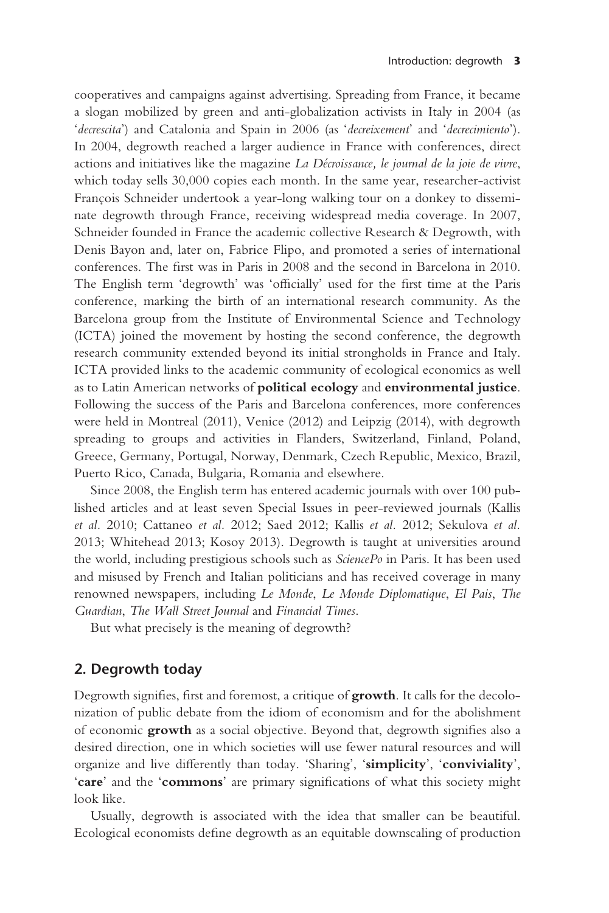cooperatives and campaigns against advertising. Spreading from France, it became a slogan mobilized by green and anti-globalization activists in Italy in 2004 (as '*decrescita*') and Catalonia and Spain in 2006 (as '*decreixement*' and '*decrecimiento*'). In 2004, degrowth reached a larger audience in France with conferences, direct actions and initiatives like the magazine *La Décroissance, le journal de la joie de vivre*, which today sells 30,000 copies each month. In the same year, researcher-activist François Schneider undertook a year-long walking tour on a donkey to disseminate degrowth through France, receiving widespread media coverage. In 2007, Schneider founded in France the academic collective Research & Degrowth, with Denis Bayon and, later on, Fabrice Flipo, and promoted a series of international conferences. The first was in Paris in 2008 and the second in Barcelona in 2010. The English term 'degrowth' was 'officially' used for the first time at the Paris conference, marking the birth of an international research community. As the Barcelona group from the Institute of Environmental Science and Technology (ICTA) joined the movement by hosting the second conference, the degrowth research community extended beyond its initial strongholds in France and Italy. ICTA provided links to the academic community of ecological economics as well as to Latin American networks of **political ecology** and **environmental justice**. Following the success of the Paris and Barcelona conferences, more conferences were held in Montreal (2011), Venice (2012) and Leipzig (2014), with degrowth spreading to groups and activities in Flanders, Switzerland, Finland, Poland, Greece, Germany, Portugal, Norway, Denmark, Czech Republic, Mexico, Brazil, Puerto Rico, Canada, Bulgaria, Romania and elsewhere.

Since 2008, the English term has entered academic journals with over 100 published articles and at least seven Special Issues in peer-reviewed journals (Kallis *et al.* 2010; Cattaneo *et al.* 2012; Saed 2012; Kallis *et al.* 2012; Sekulova *et al.* 2013; Whitehead 2013; Kosoy 2013). Degrowth is taught at universities around the world, including prestigious schools such as *SciencePo* in Paris. It has been used and misused by French and Italian politicians and has received coverage in many renowned newspapers, including *Le Monde*, *Le Monde Diplomatique*, *El Pais*, *The Guardian*, *The Wall Street Journal* and *Financial Times*.

But what precisely is the meaning of degrowth?

## 2. Degrowth today

Degrowth signifies, first and foremost, a critique of **growth**. It calls for the decolonization of public debate from the idiom of economism and for the abolishment of economic **growth** as a social objective. Beyond that, degrowth signifies also a desired direction, one in which societies will use fewer natural resources and will organize and live differently than today. 'Sharing', '**simplicity**', '**conviviality**', '**care**' and the '**commons**' are primary significations of what this society might look like.

Usually, degrowth is associated with the idea that smaller can be beautiful. Ecological economists define degrowth as an equitable downscaling of production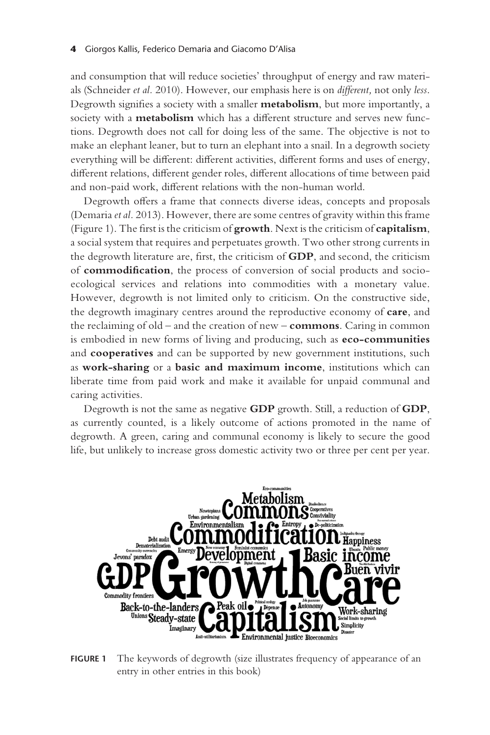and consumption that will reduce societies' throughput of energy and raw materials (Schneider *et al.* 2010). However, our emphasis here is on *different,* not only *less*. Degrowth signifies a society with a smaller **metabolism**, but more importantly, a society with a **metabolism** which has a different structure and serves new functions. Degrowth does not call for doing less of the same. The objective is not to make an elephant leaner, but to turn an elephant into a snail. In a degrowth society everything will be different: different activities, different forms and uses of energy, different relations, different gender roles, different allocations of time between paid and non-paid work, different relations with the non-human world.

Degrowth offers a frame that connects diverse ideas, concepts and proposals (Demaria *et al.* 2013). However, there are some centres of gravity within this frame (Figure 1). The first is the criticism of **growth**. Next is the criticism of **capitalism**, a social system that requires and perpetuates growth. Two other strong currents in the degrowth literature are, first, the criticism of **GDP**, and second, the criticism of **commodification**, the process of conversion of social products and socio-ecological services and relations into commodities with a monetary value. However, degrowth is not limited only to criticism. On the constructive side, the degrowth imaginary centres around the reproductive economy of **care**, and the reclaiming of old – and the creation of new – **commons**. Caring in common is embodied in new forms of living and producing, such as **eco-communities** and **cooperatives** and can be supported by new government institutions, such as **work-sharing** or a **basic and maximum income**, institutions which can liberate time from paid work and make it available for unpaid communal and caring activities.

Degrowth is not the same as negative **GDP** growth. Still, a reduction of **GDP**, as currently counted, is a likely outcome of actions promoted in the name of degrowth. A green, caring and communal economy is likely to secure the good life, but unlikely to increase gross domestic activity two or three per cent per year.

**FIGURE 1** The keywords of degrowth (size illustrates frequency of appearance of an entry in other entries in this book)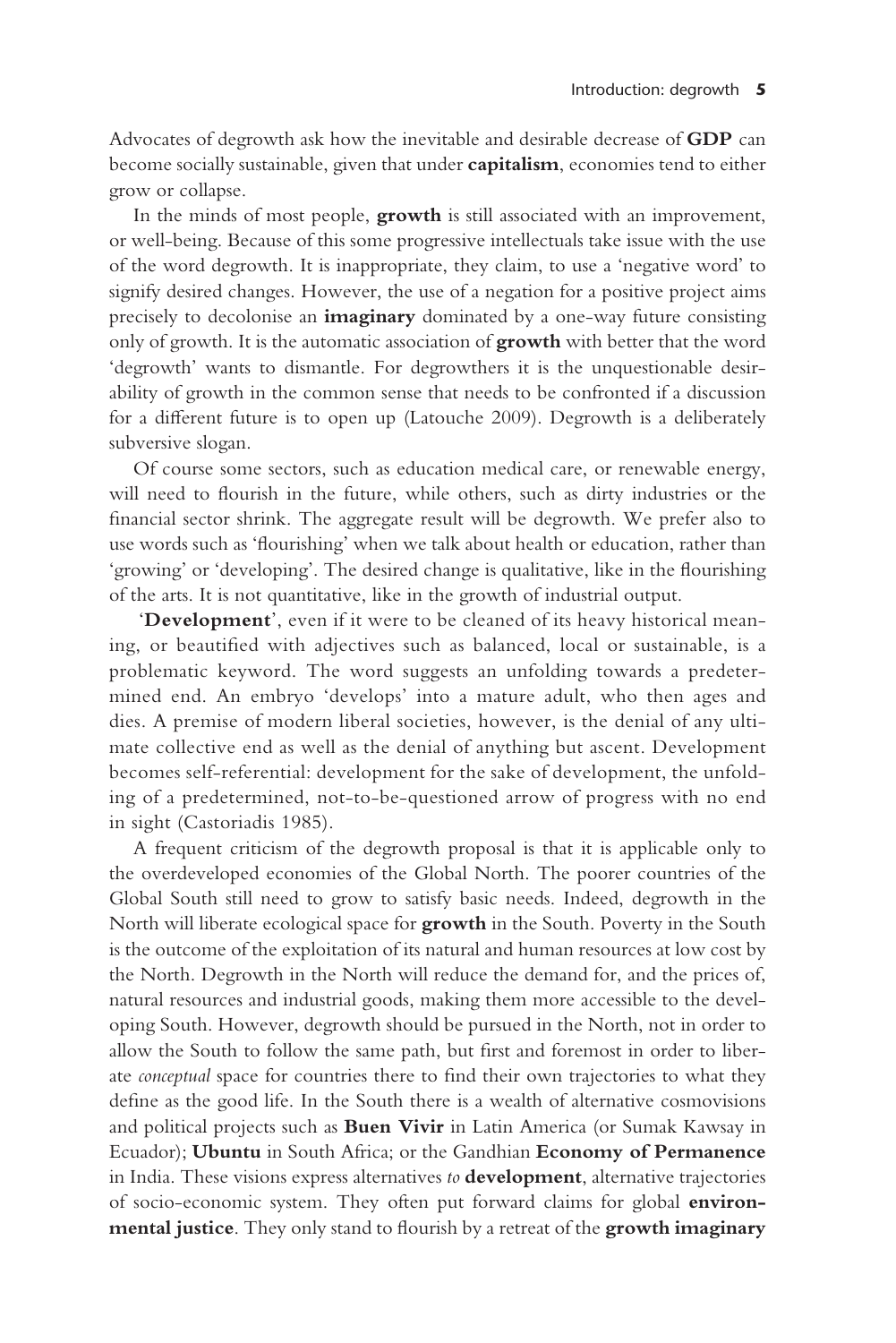Advocates of degrowth ask how the inevitable and desirable decrease of **GDP** can become socially sustainable, given that under **capitalism**, economies tend to either grow or collapse.

In the minds of most people, **growth** is still associated with an improvement, or well-being. Because of this some progressive intellectuals take issue with the use of the word degrowth. It is inappropriate, they claim, to use a 'negative word' to signify desired changes. However, the use of a negation for a positive project aims precisely to decolonise an **imaginary** dominated by a one-way future consisting only of growth. It is the automatic association of **growth** with better that the word 'degrowth' wants to dismantle. For degrowthers it is the unquestionable desirability of growth in the common sense that needs to be confronted if a discussion for a different future is to open up (Latouche 2009). Degrowth is a deliberately subversive slogan.

Of course some sectors, such as education medical care, or renewable energy, will need to flourish in the future, while others, such as dirty industries or the financial sector shrink. The aggregate result will be degrowth. We prefer also to use words such as 'flourishing' when we talk about health or education, rather than 'growing' or 'developing'. The desired change is qualitative, like in the flourishing of the arts. It is not quantitative, like in the growth of industrial output.

'**Development**', even if it were to be cleaned of its heavy historical meaning, or beautified with adjectives such as balanced, local or sustainable, is a problematic keyword. The word suggests an unfolding towards a predetermined end. An embryo 'develops' into a mature adult, who then ages and dies. A premise of modern liberal societies, however, is the denial of any ultimate collective end as well as the denial of anything but ascent. Development becomes self-referential: development for the sake of development, the unfolding of a predetermined, not-to-be-questioned arrow of progress with no end in sight (Castoriadis 1985).

A frequent criticism of the degrowth proposal is that it is applicable only to the overdeveloped economies of the Global North. The poorer countries of the Global South still need to grow to satisfy basic needs. Indeed, degrowth in the North will liberate ecological space for **growth** in the South. Poverty in the South is the outcome of the exploitation of its natural and human resources at low cost by the North. Degrowth in the North will reduce the demand for, and the prices of, natural resources and industrial goods, making them more accessible to the developing South. However, degrowth should be pursued in the North, not in order to allow the South to follow the same path, but first and foremost in order to liberate *conceptual* space for countries there to find their own trajectories to what they define as the good life. In the South there is a wealth of alternative cosmovisions and political projects such as **Buen Vivir** in Latin America (or Sumak Kawsay in Ecuador); **Ubuntu** in South Africa; or the Gandhian **Economy of Permanence** in India. These visions express alternatives *to* **development**, alternative trajectories of socio-economic system. They often put forward claims for global **environmental justice**. They only stand to flourish by a retreat of the **growth imaginary**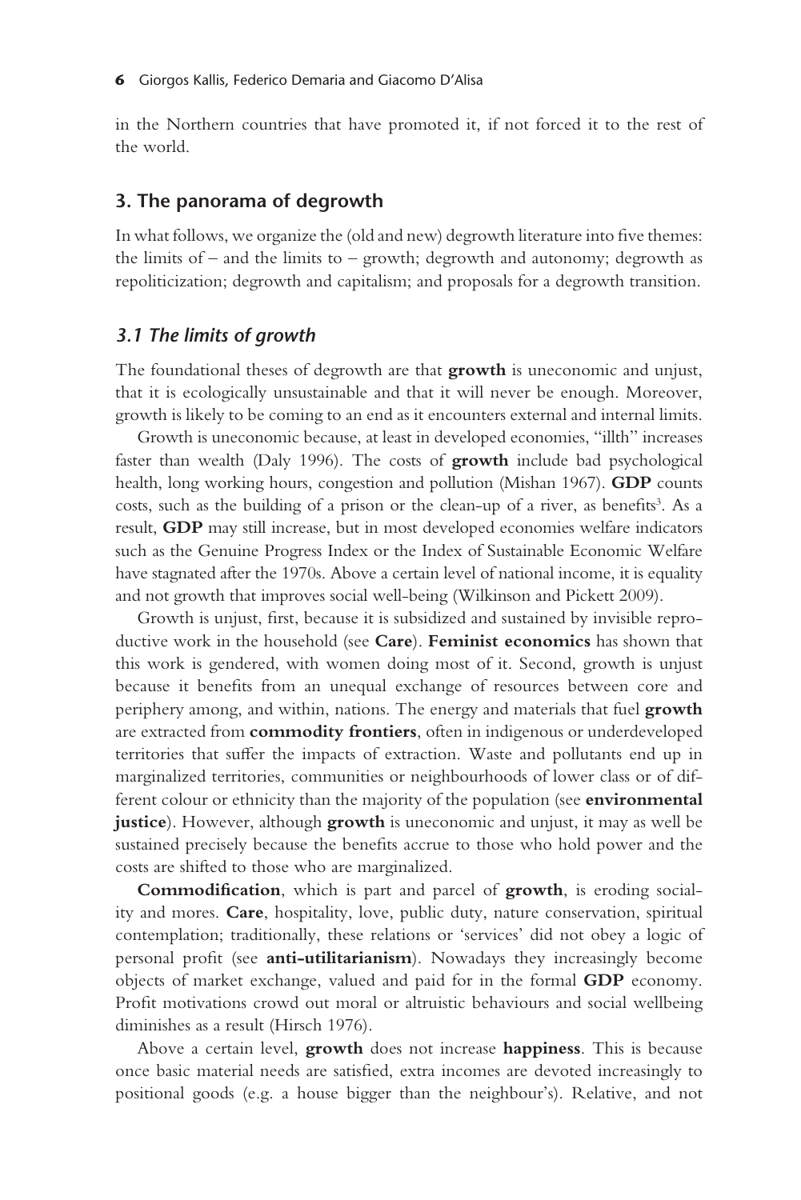in the Northern countries that have promoted it, if not forced it to the rest of the world.

## 3. The panorama of degrowth

In what follows, we organize the (old and new) degrowth literature into five themes: the limits of – and the limits to – growth; degrowth and autonomy; degrowth as repoliticization; degrowth and capitalism; and proposals for a degrowth transition.

### *3.1 The limits of growth*

The foundational theses of degrowth are that **growth** is uneconomic and unjust, that it is ecologically unsustainable and that it will never be enough. Moreover, growth is likely to be coming to an end as it encounters external and internal limits.

Growth is uneconomic because, at least in developed economies, "illth" increases faster than wealth (Daly 1996). The costs of **growth** include bad psychological health, long working hours, congestion and pollution (Mishan 1967). **GDP** counts costs, such as the building of a prison or the clean-up of a river, as benefits[3]. As a result, **GDP** may still increase, but in most developed economies welfare indicators such as the Genuine Progress Index or the Index of Sustainable Economic Welfare have stagnated after the 1970s. Above a certain level of national income, it is equality and not growth that improves social well-being (Wilkinson and Pickett 2009).

Growth is unjust, first, because it is subsidized and sustained by invisible reproductive work in the household (see **Care**). **Feminist economics** has shown that this work is gendered, with women doing most of it. Second, growth is unjust because it benefits from an unequal exchange of resources between core and periphery among, and within, nations. The energy and materials that fuel **growth** are extracted from **commodity frontiers**, often in indigenous or underdeveloped territories that suffer the impacts of extraction. Waste and pollutants end up in marginalized territories, communities or neighbourhoods of lower class or of different colour or ethnicity than the majority of the population (see **environmental justice**). However, although **growth** is uneconomic and unjust, it may as well be sustained precisely because the benefits accrue to those who hold power and the costs are shifted to those who are marginalized.

**Commodification**, which is part and parcel of **growth**, is eroding sociality and mores. **Care**, hospitality, love, public duty, nature conservation, spiritual contemplation; traditionally, these relations or 'services' did not obey a logic of personal profit (see **anti-utilitarianism**). Nowadays they increasingly become objects of market exchange, valued and paid for in the formal **GDP** economy. Profit motivations crowd out moral or altruistic behaviours and social wellbeing diminishes as a result (Hirsch 1976).

Above a certain level, **growth** does not increase **happiness**. This is because once basic material needs are satisfied, extra incomes are devoted increasingly to positional goods (e.g. a house bigger than the neighbour's). Relative, and not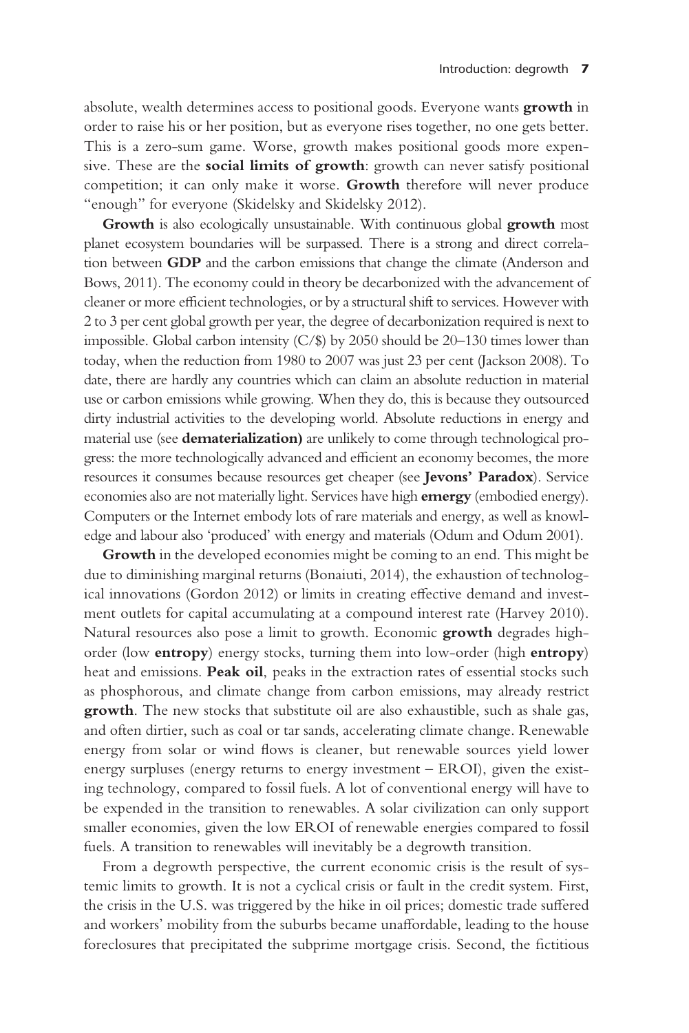absolute, wealth determines access to positional goods. Everyone wants **growth** in order to raise his or her position, but as everyone rises together, no one gets better. This is a zero-sum game. Worse, growth makes positional goods more expensive. These are the **social limits of growth**: growth can never satisfy positional competition; it can only make it worse. **Growth** therefore will never produce "enough" for everyone (Skidelsky and Skidelsky 2012).

**Growth** is also ecologically unsustainable. With continuous global **growth** most planet ecosystem boundaries will be surpassed. There is a strong and direct correlation between **GDP** and the carbon emissions that change the climate (Anderson and Bows, 2011). The economy could in theory be decarbonized with the advancement of cleaner or more efficient technologies, or by a structural shift to services. However with 2 to 3 per cent global growth per year, the degree of decarbonization required is next to impossible. Global carbon intensity (C/$) by 2050 should be 20–130 times lower than today, when the reduction from 1980 to 2007 was just 23 per cent (Jackson 2008). To date, there are hardly any countries which can claim an absolute reduction in material use or carbon emissions while growing. When they do, this is because they outsourced dirty industrial activities to the developing world. Absolute reductions in energy and material use (see **dematerialization)** are unlikely to come through technological progress: the more technologically advanced and efficient an economy becomes, the more resources it consumes because resources get cheaper (see **Jevons' Paradox**). Service economies also are not materially light. Services have high **emergy** (embodied energy). Computers or the Internet embody lots of rare materials and energy, as well as knowledge and labour also 'produced' with energy and materials (Odum and Odum 2001).

**Growth** in the developed economies might be coming to an end. This might be due to diminishing marginal returns (Bonaiuti, 2014), the exhaustion of technological innovations (Gordon 2012) or limits in creating effective demand and investment outlets for capital accumulating at a compound interest rate (Harvey 2010). Natural resources also pose a limit to growth. Economic **growth** degrades high-order (low **entropy**) energy stocks, turning them into low-order (high **entropy**) heat and emissions. **Peak oil**, peaks in the extraction rates of essential stocks such as phosphorous, and climate change from carbon emissions, may already restrict **growth**. The new stocks that substitute oil are also exhaustible, such as shale gas, and often dirtier, such as coal or tar sands, accelerating climate change. Renewable energy from solar or wind flows is cleaner, but renewable sources yield lower energy surpluses (energy returns to energy investment – EROI), given the existing technology, compared to fossil fuels. A lot of conventional energy will have to be expended in the transition to renewables. A solar civilization can only support smaller economies, given the low EROI of renewable energies compared to fossil fuels. A transition to renewables will inevitably be a degrowth transition.

From a degrowth perspective, the current economic crisis is the result of systemic limits to growth. It is not a cyclical crisis or fault in the credit system. First, the crisis in the U.S. was triggered by the hike in oil prices; domestic trade suffered and workers' mobility from the suburbs became unaffordable, leading to the house foreclosures that precipitated the subprime mortgage crisis. Second, the fictitious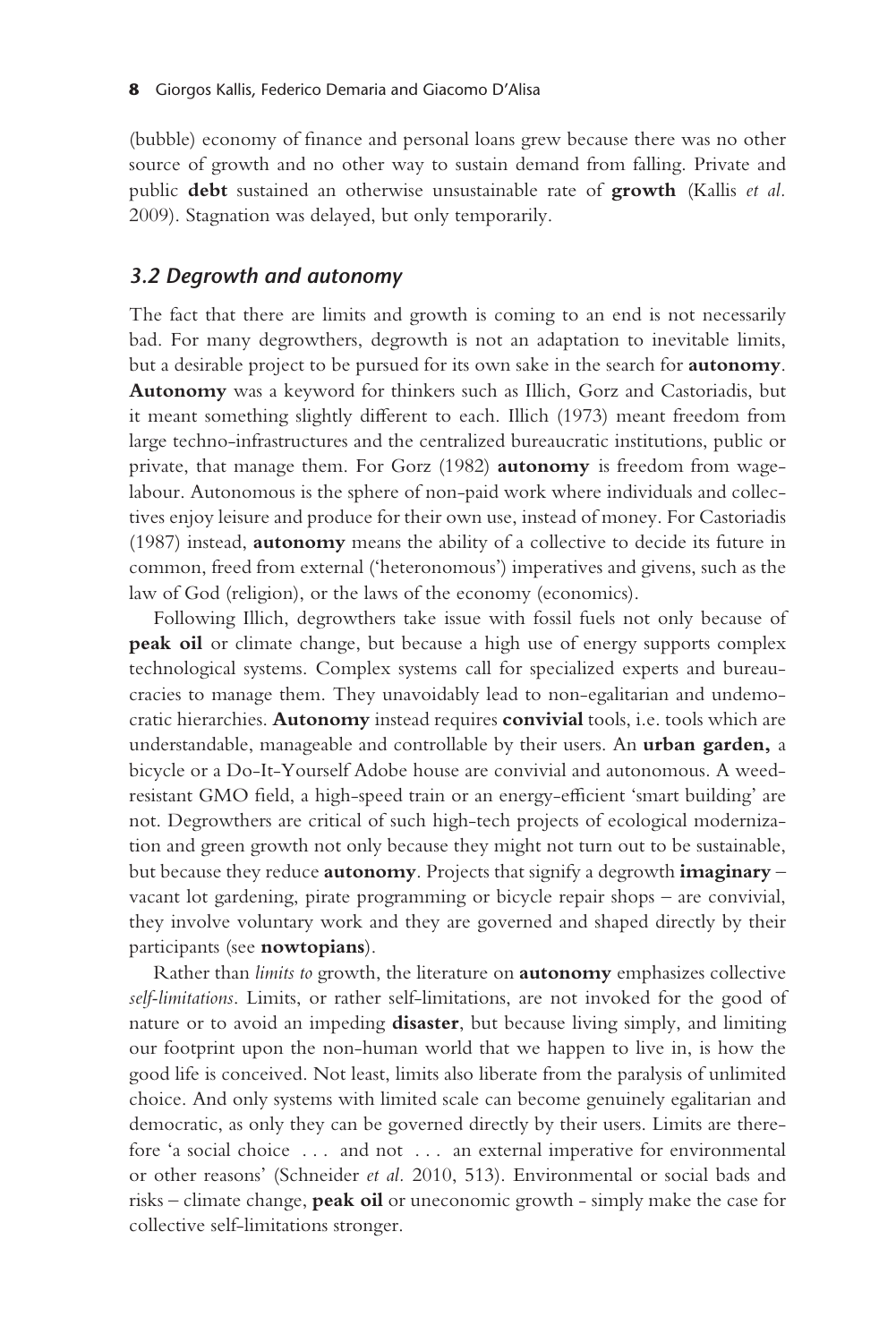(bubble) economy of finance and personal loans grew because there was no other source of growth and no other way to sustain demand from falling. Private and public **debt** sustained an otherwise unsustainable rate of **growth** (Kallis *et al.* 2009). Stagnation was delayed, but only temporarily.

### *3.2 Degrowth and autonomy*

The fact that there are limits and growth is coming to an end is not necessarily bad. For many degrowthers, degrowth is not an adaptation to inevitable limits, but a desirable project to be pursued for its own sake in the search for **autonomy**. **Autonomy** was a keyword for thinkers such as Illich, Gorz and Castoriadis, but it meant something slightly different to each. Illich (1973) meant freedom from large techno-infrastructures and the centralized bureaucratic institutions, public or private, that manage them. For Gorz (1982) **autonomy** is freedom from wage-labour. Autonomous is the sphere of non-paid work where individuals and collectives enjoy leisure and produce for their own use, instead of money. For Castoriadis (1987) instead, **autonomy** means the ability of a collective to decide its future in common, freed from external ('heteronomous') imperatives and givens, such as the law of God (religion), or the laws of the economy (economics).

Following Illich, degrowthers take issue with fossil fuels not only because of **peak oil** or climate change, but because a high use of energy supports complex technological systems. Complex systems call for specialized experts and bureaucracies to manage them. They unavoidably lead to non-egalitarian and undemocratic hierarchies. **Autonomy** instead requires **convivial** tools, i.e. tools which are understandable, manageable and controllable by their users. An **urban garden,** a bicycle or a Do-It-Yourself Adobe house are convivial and autonomous. A weed-resistant GMO field, a high-speed train or an energy-efficient 'smart building' are not. Degrowthers are critical of such high-tech projects of ecological modernization and green growth not only because they might not turn out to be sustainable, but because they reduce **autonomy**. Projects that signify a degrowth **imaginary** – vacant lot gardening, pirate programming or bicycle repair shops – are convivial, they involve voluntary work and they are governed and shaped directly by their participants (see **nowtopians**).

Rather than *limits to* growth, the literature on **autonomy** emphasizes collective *self-limitations*. Limits, or rather self-limitations, are not invoked for the good of nature or to avoid an impeding **disaster**, but because living simply, and limiting our footprint upon the non-human world that we happen to live in, is how the good life is conceived. Not least, limits also liberate from the paralysis of unlimited choice. And only systems with limited scale can become genuinely egalitarian and democratic, as only they can be governed directly by their users. Limits are therefore 'a social choice . . . and not . . . an external imperative for environmental or other reasons' (Schneider *et al.* 2010, 513). Environmental or social bads and risks – climate change, **peak oil** or uneconomic growth - simply make the case for collective self-limitations stronger.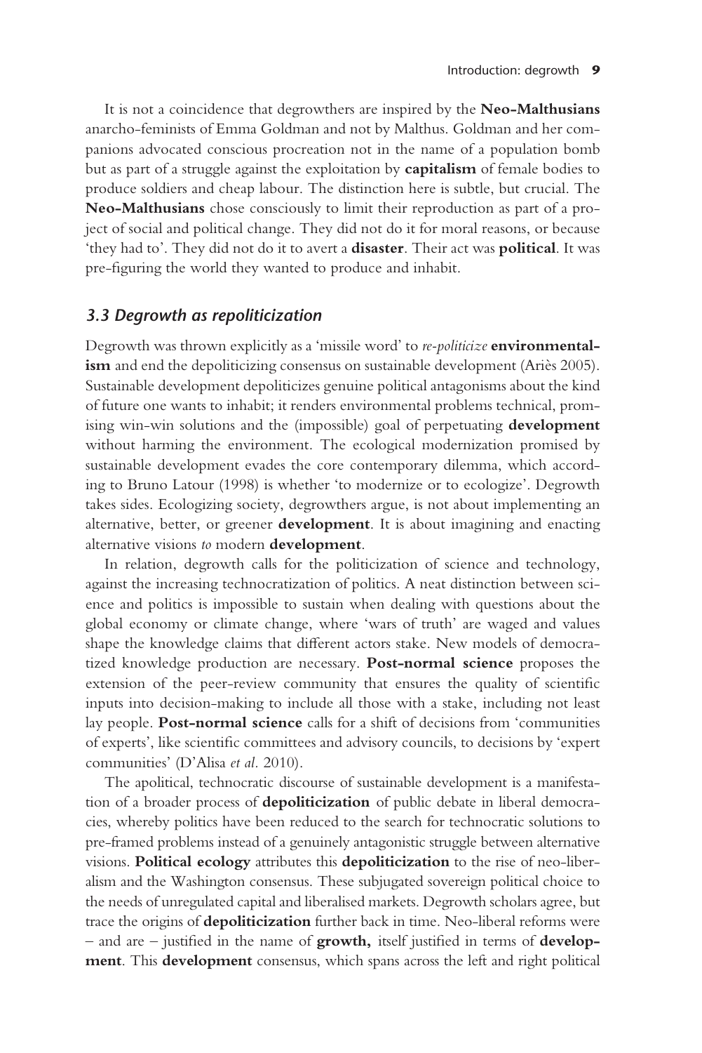It is not a coincidence that degrowthers are inspired by the **Neo-Malthusians** anarcho-feminists of Emma Goldman and not by Malthus. Goldman and her companions advocated conscious procreation not in the name of a population bomb but as part of a struggle against the exploitation by **capitalism** of female bodies to produce soldiers and cheap labour. The distinction here is subtle, but crucial. The **Neo-Malthusians** chose consciously to limit their reproduction as part of a project of social and political change. They did not do it for moral reasons, or because 'they had to'. They did not do it to avert a **disaster**. Their act was **political**. It was pre-figuring the world they wanted to produce and inhabit.

### *3.3 Degrowth as repoliticization*

Degrowth was thrown explicitly as a 'missile word' to *re-politicize* **environmentalism** and end the depoliticizing consensus on sustainable development (Ariès 2005). Sustainable development depoliticizes genuine political antagonisms about the kind of future one wants to inhabit; it renders environmental problems technical, promising win-win solutions and the (impossible) goal of perpetuating **development** without harming the environment. The ecological modernization promised by sustainable development evades the core contemporary dilemma, which according to Bruno Latour (1998) is whether 'to modernize or to ecologize'. Degrowth takes sides. Ecologizing society, degrowthers argue, is not about implementing an alternative, better, or greener **development**. It is about imagining and enacting alternative visions *to* modern **development**.

In relation, degrowth calls for the politicization of science and technology, against the increasing technocratization of politics. A neat distinction between science and politics is impossible to sustain when dealing with questions about the global economy or climate change, where 'wars of truth' are waged and values shape the knowledge claims that different actors stake. New models of democratized knowledge production are necessary. **Post-normal science** proposes the extension of the peer-review community that ensures the quality of scientific inputs into decision-making to include all those with a stake, including not least lay people. **Post-normal science** calls for a shift of decisions from 'communities of experts', like scientific committees and advisory councils, to decisions by 'expert communities' (D'Alisa *et al.* 2010).

The apolitical, technocratic discourse of sustainable development is a manifestation of a broader process of **depoliticization** of public debate in liberal democracies, whereby politics have been reduced to the search for technocratic solutions to pre-framed problems instead of a genuinely antagonistic struggle between alternative visions. **Political ecology** attributes this **depoliticization** to the rise of neo-liberalism and the Washington consensus. These subjugated sovereign political choice to the needs of unregulated capital and liberalised markets. Degrowth scholars agree, but trace the origins of **depoliticization** further back in time. Neo-liberal reforms were – and are – justified in the name of **growth,** itself justified in terms of **development**. This **development** consensus, which spans across the left and right political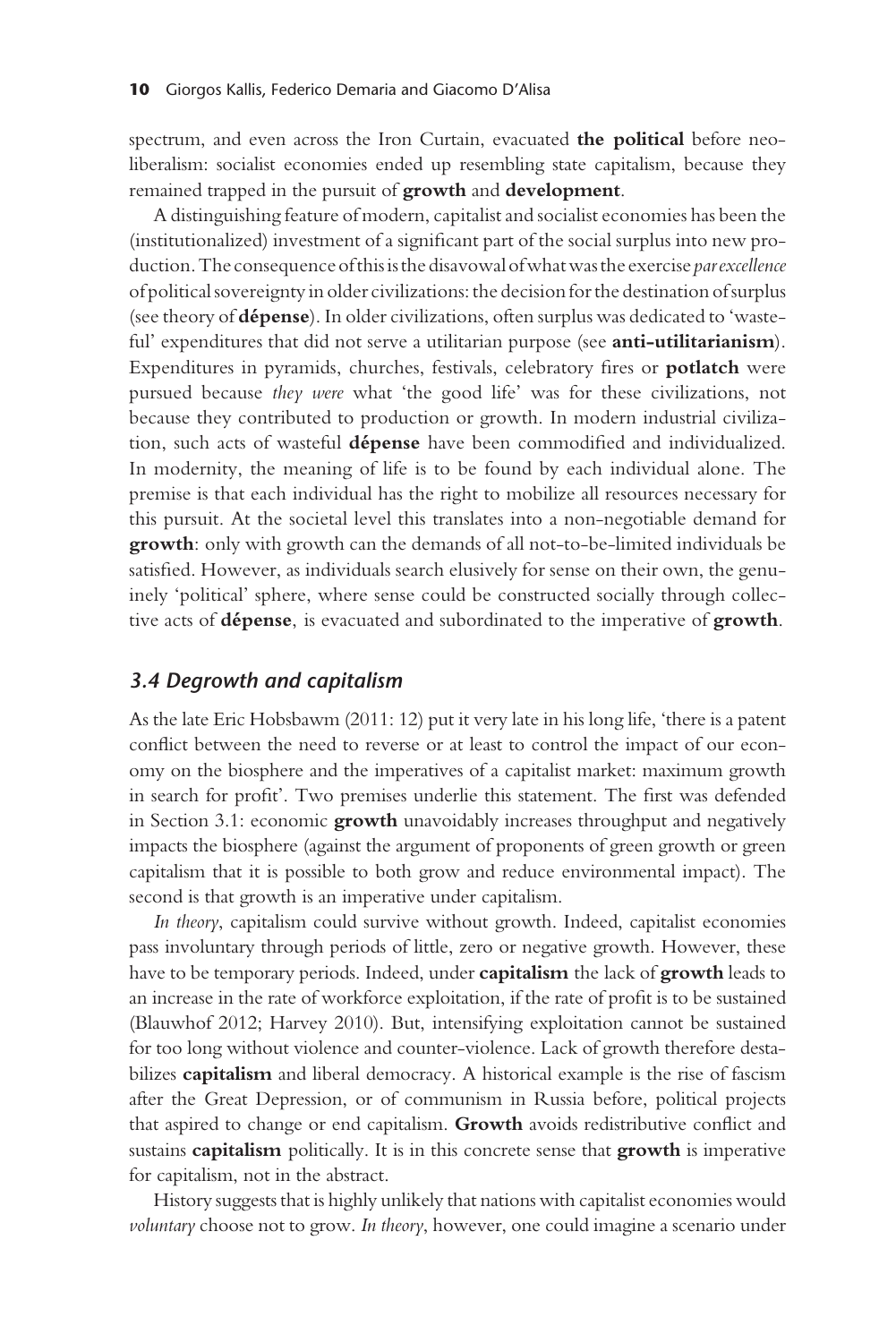spectrum, and even across the Iron Curtain, evacuated **the political** before neoliberalism: socialist economies ended up resembling state capitalism, because they remained trapped in the pursuit of **growth** and **development**.

A distinguishing feature of modern, capitalist and socialist economies has been the (institutionalized) investment of a significant part of the social surplus into new production. The consequence of this is the disavowal of what was the exercise *par excellence* of political sovereignty in older civilizations: the decision for the destination of surplus (see theory of **dépense**). In older civilizations, often surplus was dedicated to 'wasteful' expenditures that did not serve a utilitarian purpose (see **anti-utilitarianism**). Expenditures in pyramids, churches, festivals, celebratory fires or **potlatch** were pursued because *they were* what 'the good life' was for these civilizations, not because they contributed to production or growth. In modern industrial civilization, such acts of wasteful **dépense** have been commodified and individualized. In modernity, the meaning of life is to be found by each individual alone. The premise is that each individual has the right to mobilize all resources necessary for this pursuit. At the societal level this translates into a non-negotiable demand for **growth**: only with growth can the demands of all not-to-be-limited individuals be satisfied. However, as individuals search elusively for sense on their own, the genuinely 'political' sphere, where sense could be constructed socially through collective acts of **dépense**, is evacuated and subordinated to the imperative of **growth**.

### *3.4 Degrowth and capitalism*

As the late Eric Hobsbawm (2011: 12) put it very late in his long life, 'there is a patent conflict between the need to reverse or at least to control the impact of our economy on the biosphere and the imperatives of a capitalist market: maximum growth in search for profit'. Two premises underlie this statement. The first was defended in Section 3.1: economic **growth** unavoidably increases throughput and negatively impacts the biosphere (against the argument of proponents of green growth or green capitalism that it is possible to both grow and reduce environmental impact). The second is that growth is an imperative under capitalism.

*In theory*, capitalism could survive without growth. Indeed, capitalist economies pass involuntary through periods of little, zero or negative growth. However, these have to be temporary periods. Indeed, under **capitalism** the lack of **growth** leads to an increase in the rate of workforce exploitation, if the rate of profit is to be sustained (Blauwhof 2012; Harvey 2010). But, intensifying exploitation cannot be sustained for too long without violence and counter-violence. Lack of growth therefore destabilizes **capitalism** and liberal democracy. A historical example is the rise of fascism after the Great Depression, or of communism in Russia before, political projects that aspired to change or end capitalism. **Growth** avoids redistributive conflict and sustains **capitalism** politically. It is in this concrete sense that **growth** is imperative for capitalism, not in the abstract.

History suggests that is highly unlikely that nations with capitalist economies would *voluntary* choose not to grow. *In theory*, however, one could imagine a scenario under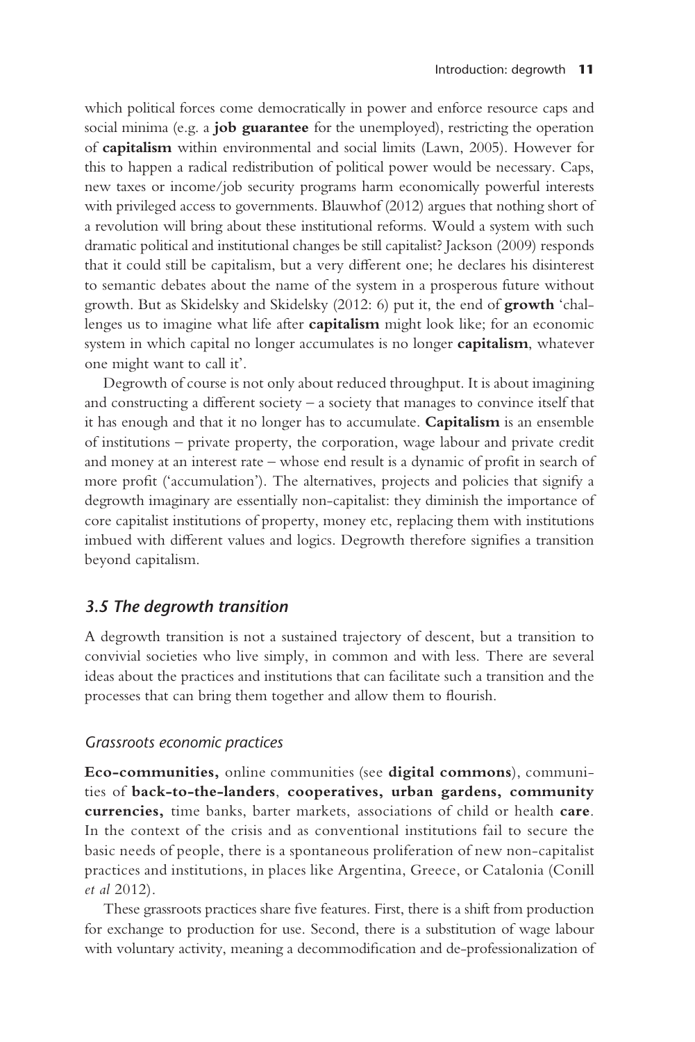which political forces come democratically in power and enforce resource caps and social minima (e.g. a **job guarantee** for the unemployed), restricting the operation of **capitalism** within environmental and social limits (Lawn, 2005). However for this to happen a radical redistribution of political power would be necessary. Caps, new taxes or income/job security programs harm economically powerful interests with privileged access to governments. Blauwhof (2012) argues that nothing short of a revolution will bring about these institutional reforms. Would a system with such dramatic political and institutional changes be still capitalist? Jackson (2009) responds that it could still be capitalism, but a very different one; he declares his disinterest to semantic debates about the name of the system in a prosperous future without growth. But as Skidelsky and Skidelsky (2012: 6) put it, the end of **growth** 'challenges us to imagine what life after **capitalism** might look like; for an economic system in which capital no longer accumulates is no longer **capitalism**, whatever one might want to call it'.

Degrowth of course is not only about reduced throughput. It is about imagining and constructing a different society – a society that manages to convince itself that it has enough and that it no longer has to accumulate. **Capitalism** is an ensemble of institutions – private property, the corporation, wage labour and private credit and money at an interest rate – whose end result is a dynamic of profit in search of more profit ('accumulation'). The alternatives, projects and policies that signify a degrowth imaginary are essentially non-capitalist: they diminish the importance of core capitalist institutions of property, money etc, replacing them with institutions imbued with different values and logics. Degrowth therefore signifies a transition beyond capitalism.

### *3.5 The degrowth transition*

A degrowth transition is not a sustained trajectory of descent, but a transition to convivial societies who live simply, in common and with less. There are several ideas about the practices and institutions that can facilitate such a transition and the processes that can bring them together and allow them to flourish.

#### *Grassroots economic practices*

**Eco-communities,** online communities (see **digital commons**), communities of **back-to-the-landers**, **cooperatives, urban gardens, community currencies,** time banks, barter markets, associations of child or health **care**. In the context of the crisis and as conventional institutions fail to secure the basic needs of people, there is a spontaneous proliferation of new non-capitalist practices and institutions, in places like Argentina, Greece, or Catalonia (Conill *et al* 2012).

These grassroots practices share five features. First, there is a shift from production for exchange to production for use. Second, there is a substitution of wage labour with voluntary activity, meaning a decommodification and de-professionalization of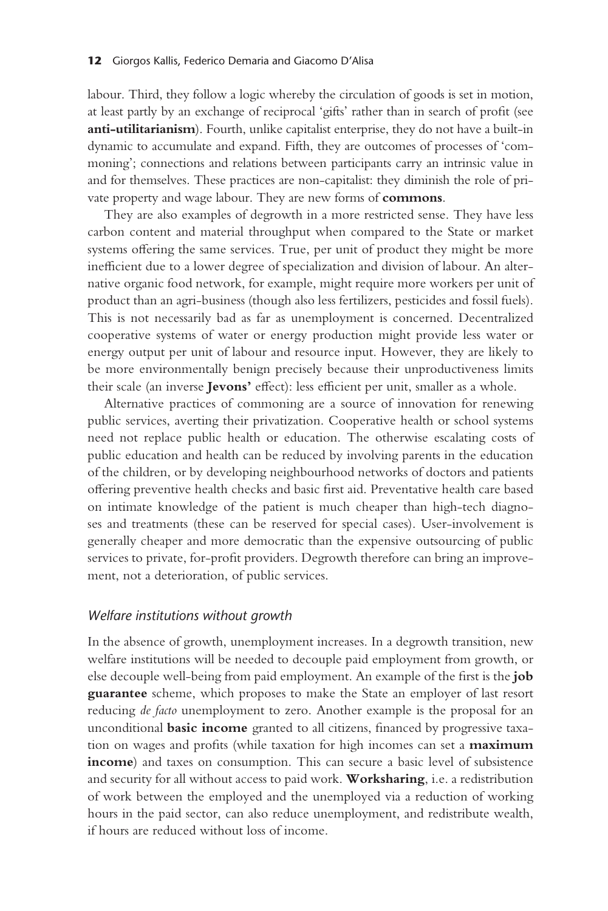labour. Third, they follow a logic whereby the circulation of goods is set in motion, at least partly by an exchange of reciprocal 'gifts' rather than in search of profit (see **anti-utilitarianism**). Fourth, unlike capitalist enterprise, they do not have a built-in dynamic to accumulate and expand. Fifth, they are outcomes of processes of 'commoning'; connections and relations between participants carry an intrinsic value in and for themselves. These practices are non-capitalist: they diminish the role of private property and wage labour. They are new forms of **commons**.

They are also examples of degrowth in a more restricted sense. They have less carbon content and material throughput when compared to the State or market systems offering the same services. True, per unit of product they might be more inefficient due to a lower degree of specialization and division of labour. An alternative organic food network, for example, might require more workers per unit of product than an agri-business (though also less fertilizers, pesticides and fossil fuels). This is not necessarily bad as far as unemployment is concerned. Decentralized cooperative systems of water or energy production might provide less water or energy output per unit of labour and resource input. However, they are likely to be more environmentally benign precisely because their unproductiveness limits their scale (an inverse **Jevons'** effect): less efficient per unit, smaller as a whole.

Alternative practices of commoning are a source of innovation for renewing public services, averting their privatization. Cooperative health or school systems need not replace public health or education. The otherwise escalating costs of public education and health can be reduced by involving parents in the education of the children, or by developing neighbourhood networks of doctors and patients offering preventive health checks and basic first aid. Preventative health care based on intimate knowledge of the patient is much cheaper than high-tech diagnoses and treatments (these can be reserved for special cases). User-involvement is generally cheaper and more democratic than the expensive outsourcing of public services to private, for-profit providers. Degrowth therefore can bring an improvement, not a deterioration, of public services.

### *Welfare institutions without growth*

In the absence of growth, unemployment increases. In a degrowth transition, new welfare institutions will be needed to decouple paid employment from growth, or else decouple well-being from paid employment. An example of the first is the **job guarantee** scheme, which proposes to make the State an employer of last resort reducing *de facto* unemployment to zero. Another example is the proposal for an unconditional **basic income** granted to all citizens, financed by progressive taxation on wages and profits (while taxation for high incomes can set a **maximum income**) and taxes on consumption. This can secure a basic level of subsistence and security for all without access to paid work. **Worksharing**, i.e. a redistribution of work between the employed and the unemployed via a reduction of working hours in the paid sector, can also reduce unemployment, and redistribute wealth, if hours are reduced without loss of income.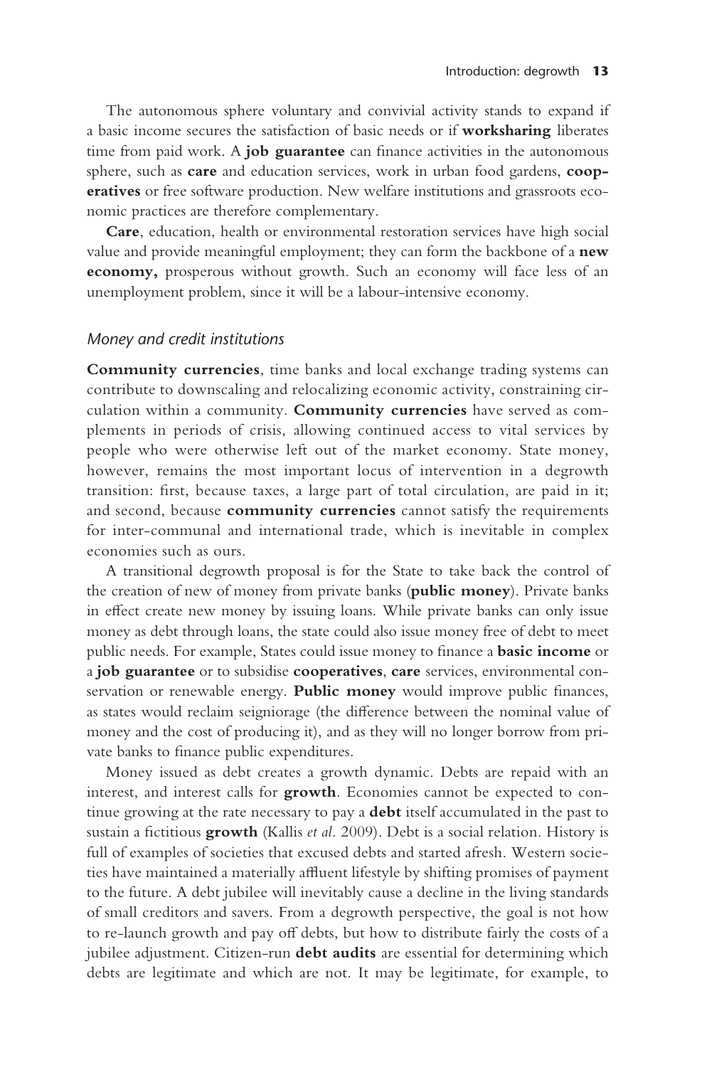The autonomous sphere voluntary and convivial activity stands to expand if a basic income secures the satisfaction of basic needs or if **worksharing** liberates time from paid work. A **job guarantee** can finance activities in the autonomous sphere, such as **care** and education services, work in urban food gardens, **cooperatives** or free software production. New welfare institutions and grassroots economic practices are therefore complementary.

**Care**, education, health or environmental restoration services have high social value and provide meaningful employment; they can form the backbone of a **new economy,** prosperous without growth. Such an economy will face less of an unemployment problem, since it will be a labour-intensive economy.

### *Money and credit institutions*

**Community currencies**, time banks and local exchange trading systems can contribute to downscaling and relocalizing economic activity, constraining circulation within a community. **Community currencies** have served as complements in periods of crisis, allowing continued access to vital services by people who were otherwise left out of the market economy. State money, however, remains the most important locus of intervention in a degrowth transition: first, because taxes, a large part of total circulation, are paid in it; and second, because **community currencies** cannot satisfy the requirements for inter-communal and international trade, which is inevitable in complex economies such as ours.

A transitional degrowth proposal is for the State to take back the control of the creation of new of money from private banks (**public money**). Private banks in effect create new money by issuing loans. While private banks can only issue money as debt through loans, the state could also issue money free of debt to meet public needs. For example, States could issue money to finance a **basic income** or a **job guarantee** or to subsidise **cooperatives**, **care** services, environmental conservation or renewable energy. **Public money** would improve public finances, as states would reclaim seigniorage (the difference between the nominal value of money and the cost of producing it), and as they will no longer borrow from private banks to finance public expenditures.

Money issued as debt creates a growth dynamic. Debts are repaid with an interest, and interest calls for **growth**. Economies cannot be expected to continue growing at the rate necessary to pay a **debt** itself accumulated in the past to sustain a fictitious **growth** (Kallis *et al*. 2009). Debt is a social relation. History is full of examples of societies that excused debts and started afresh. Western societies have maintained a materially affluent lifestyle by shifting promises of payment to the future. A debt jubilee will inevitably cause a decline in the living standards of small creditors and savers. From a degrowth perspective, the goal is not how to re-launch growth and pay off debts, but how to distribute fairly the costs of a jubilee adjustment. Citizen-run **debt audits** are essential for determining which debts are legitimate and which are not. It may be legitimate, for example, to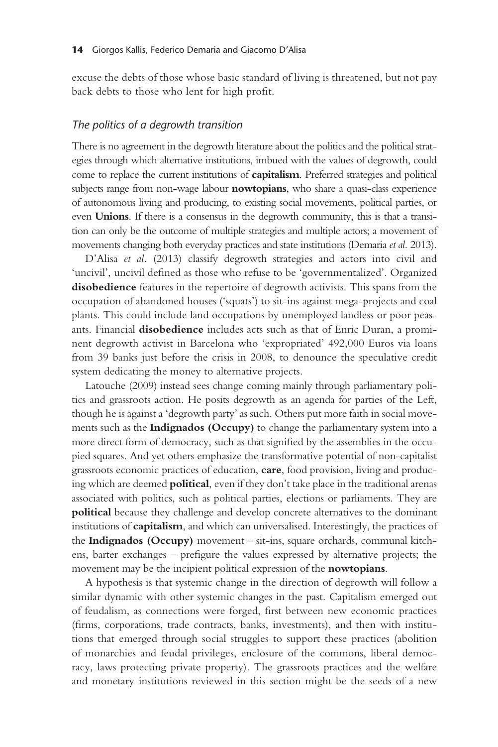excuse the debts of those whose basic standard of living is threatened, but not pay back debts to those who lent for high profit.

### *The politics of a degrowth transition*

There is no agreement in the degrowth literature about the politics and the political strategies through which alternative institutions, imbued with the values of degrowth, could come to replace the current institutions of **capitalism**. Preferred strategies and political subjects range from non-wage labour **nowtopians**, who share a quasi-class experience of autonomous living and producing, to existing social movements, political parties, or even **Unions**. If there is a consensus in the degrowth community, this is that a transition can only be the outcome of multiple strategies and multiple actors; a movement of movements changing both everyday practices and state institutions (Demaria *et al.* 2013).

D'Alisa *et al.* (2013) classify degrowth strategies and actors into civil and 'uncivil', uncivil defined as those who refuse to be 'governmentalized'. Organized **disobedience** features in the repertoire of degrowth activists. This spans from the occupation of abandoned houses ('squats') to sit-ins against mega-projects and coal plants. This could include land occupations by unemployed landless or poor peasants. Financial **disobedience** includes acts such as that of Enric Duran, a prominent degrowth activist in Barcelona who 'expropriated' 492,000 Euros via loans from 39 banks just before the crisis in 2008, to denounce the speculative credit system dedicating the money to alternative projects.

Latouche (2009) instead sees change coming mainly through parliamentary politics and grassroots action. He posits degrowth as an agenda for parties of the Left, though he is against a 'degrowth party' as such. Others put more faith in social movements such as the **Indignados (Occupy)** to change the parliamentary system into a more direct form of democracy, such as that signified by the assemblies in the occupied squares. And yet others emphasize the transformative potential of non-capitalist grassroots economic practices of education, **care**, food provision, living and producing which are deemed **political**, even if they don't take place in the traditional arenas associated with politics, such as political parties, elections or parliaments. They are **political** because they challenge and develop concrete alternatives to the dominant institutions of **capitalism**, and which can universalised. Interestingly, the practices of the **Indignados (Occupy)** movement – sit-ins, square orchards, communal kitchens, barter exchanges – prefigure the values expressed by alternative projects; the movement may be the incipient political expression of the **nowtopians**.

A hypothesis is that systemic change in the direction of degrowth will follow a similar dynamic with other systemic changes in the past. Capitalism emerged out of feudalism, as connections were forged, first between new economic practices (firms, corporations, trade contracts, banks, investments), and then with institutions that emerged through social struggles to support these practices (abolition of monarchies and feudal privileges, enclosure of the commons, liberal democracy, laws protecting private property). The grassroots practices and the welfare and monetary institutions reviewed in this section might be the seeds of a new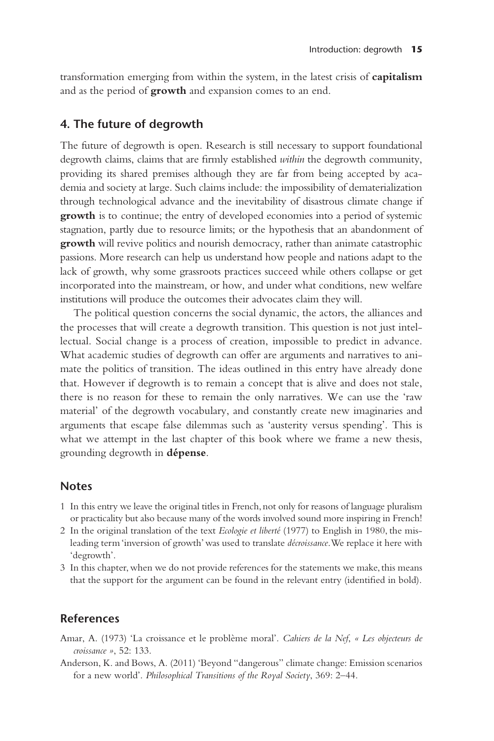transformation emerging from within the system, in the latest crisis of **capitalism** and as the period of **growth** and expansion comes to an end.

## 4. The future of degrowth

The future of degrowth is open. Research is still necessary to support foundational degrowth claims, claims that are firmly established *within* the degrowth community, providing its shared premises although they are far from being accepted by academia and society at large. Such claims include: the impossibility of dematerialization through technological advance and the inevitability of disastrous climate change if **growth** is to continue; the entry of developed economies into a period of systemic stagnation, partly due to resource limits; or the hypothesis that an abandonment of **growth** will revive politics and nourish democracy, rather than animate catastrophic passions. More research can help us understand how people and nations adapt to the lack of growth, why some grassroots practices succeed while others collapse or get incorporated into the mainstream, or how, and under what conditions, new welfare institutions will produce the outcomes their advocates claim they will.

The political question concerns the social dynamic, the actors, the alliances and the processes that will create a degrowth transition. This question is not just intellectual. Social change is a process of creation, impossible to predict in advance. What academic studies of degrowth can offer are arguments and narratives to animate the politics of transition. The ideas outlined in this entry have already done that. However if degrowth is to remain a concept that is alive and does not stale, there is no reason for these to remain the only narratives. We can use the 'raw material' of the degrowth vocabulary, and constantly create new imaginaries and arguments that escape false dilemmas such as 'austerity versus spending'. This is what we attempt in the last chapter of this book where we frame a new thesis, grounding degrowth in **dépense**.

## Notes

1 In this entry we leave the original titles in French, not only for reasons of language pluralism or practicality but also because many of the words involved sound more inspiring in French!

2 In the original translation of the text *Ecologie et liberté* (1977) to English in 1980, the misleading term 'inversion of growth' was used to translate *décroissance*. We replace it here with 'degrowth'.

3 In this chapter, when we do not provide references for the statements we make, this means that the support for the argument can be found in the relevant entry (identified in bold).

## References

Amar, A. (1973) 'La croissance et le problème moral'. *Cahiers de la Nef, « Les objecteurs de croissance »*, 52: 133.

Anderson, K. and Bows, A. (2011) 'Beyond "dangerous" climate change: Emission scenarios for a new world'. *Philosophical Transitions of the Royal Society*, 369: 2–44.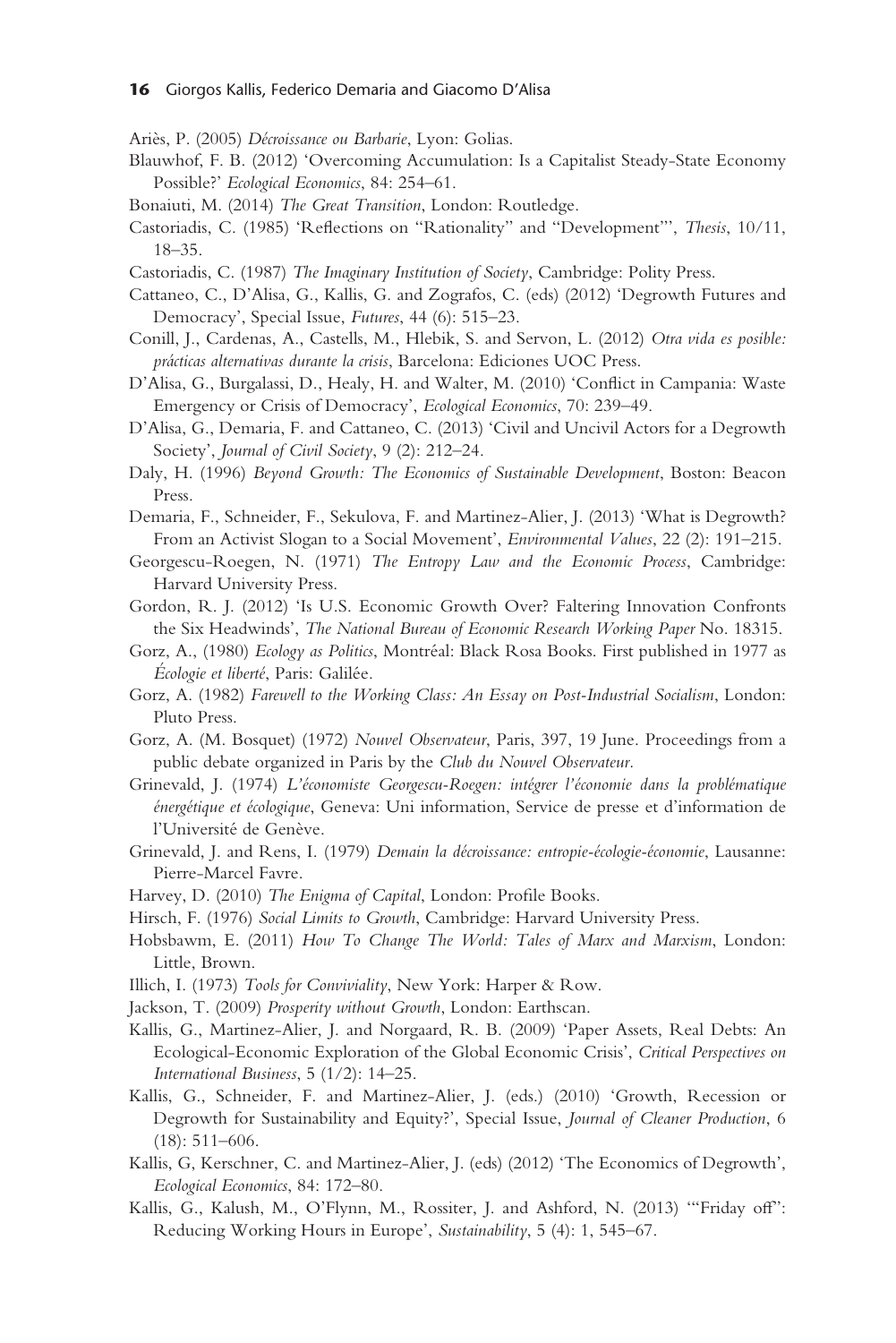Ariès, P. (2005) *Décroissance ou Barbarie*, Lyon: Golias.

Blauwhof, F. B. (2012) 'Overcoming Accumulation: Is a Capitalist Steady-State Economy Possible?' *Ecological Economics*, 84: 254–61.

Bonaiuti, M. (2014) *The Great Transition*, London: Routledge.

Castoriadis, C. (1985) 'Reflections on "Rationality" and "Development"', *Thesis*, 10/11, 18–35.

Castoriadis, C. (1987) *The Imaginary Institution of Society*, Cambridge: Polity Press.

Cattaneo, C., D'Alisa, G., Kallis, G. and Zografos, C. (eds) (2012) 'Degrowth Futures and Democracy', Special Issue, *Futures*, 44 (6): 515–23.

Conill, J., Cardenas, A., Castells, M., Hlebik, S. and Servon, L. (2012) *Otra vida es posible: prácticas alternativas durante la crisis*, Barcelona: Ediciones UOC Press.

D'Alisa, G., Burgalassi, D., Healy, H. and Walter, M. (2010) 'Conflict in Campania: Waste Emergency or Crisis of Democracy', *Ecological Economics*, 70: 239–49.

D'Alisa, G., Demaria, F. and Cattaneo, C. (2013) 'Civil and Uncivil Actors for a Degrowth Society', *Journal of Civil Society*, 9 (2): 212–24.

Daly, H. (1996) *Beyond Growth: The Economics of Sustainable Development*, Boston: Beacon Press.

Demaria, F., Schneider, F., Sekulova, F. and Martinez-Alier, J. (2013) 'What is Degrowth? From an Activist Slogan to a Social Movement', *Environmental Values*, 22 (2): 191–215.

Georgescu-Roegen, N. (1971) *The Entropy Law and the Economic Process*, Cambridge: Harvard University Press.

Gordon, R. J. (2012) 'Is U.S. Economic Growth Over? Faltering Innovation Confronts the Six Headwinds', *The National Bureau of Economic Research Working Paper* No. 18315.

Gorz, A., (1980) *Ecology as Politics*, Montréal: Black Rosa Books. First published in 1977 as *Écologie et liberté*, Paris: Galilée.

Gorz, A. (1982) *Farewell to the Working Class: An Essay on Post-Industrial Socialism*, London: Pluto Press.

Gorz, A. (M. Bosquet) (1972) *Nouvel Observateur*, Paris, 397, 19 June. Proceedings from a public debate organized in Paris by the *Club du Nouvel Observateur*.

Grinevald, J. (1974) *L'économiste Georgescu-Roegen: intégrer l'économie dans la problématique énergétique et écologique*, Geneva: Uni information, Service de presse et d'information de l'Université de Genève.

Grinevald, J. and Rens, I. (1979) *Demain la décroissance: entropie-écologie-économie*, Lausanne: Pierre-Marcel Favre.

Harvey, D. (2010) *The Enigma of Capital*, London: Profile Books.

Hirsch, F. (1976) *Social Limits to Growth*, Cambridge: Harvard University Press.

Hobsbawm, E. (2011) *How To Change The World: Tales of Marx and Marxism*, London: Little, Brown.

Illich, I. (1973) *Tools for Conviviality*, New York: Harper & Row.

Jackson, T. (2009) *Prosperity without Growth*, London: Earthscan.

Kallis, G., Martinez-Alier, J. and Norgaard, R. B. (2009) 'Paper Assets, Real Debts: An Ecological-Economic Exploration of the Global Economic Crisis', *Critical Perspectives on International Business*, 5 (1/2): 14–25.

Kallis, G., Schneider, F. and Martinez-Alier, J. (eds.) (2010) 'Growth, Recession or Degrowth for Sustainability and Equity?', Special Issue, *Journal of Cleaner Production*, 6 (18): 511–606.

Kallis, G, Kerschner, C. and Martinez-Alier, J. (eds) (2012) 'The Economics of Degrowth', *Ecological Economics*, 84: 172–80.

Kallis, G., Kalush, M., O'Flynn, M., Rossiter, J. and Ashford, N. (2013) '"Friday off": Reducing Working Hours in Europe', *Sustainability*, 5 (4): 1, 545–67.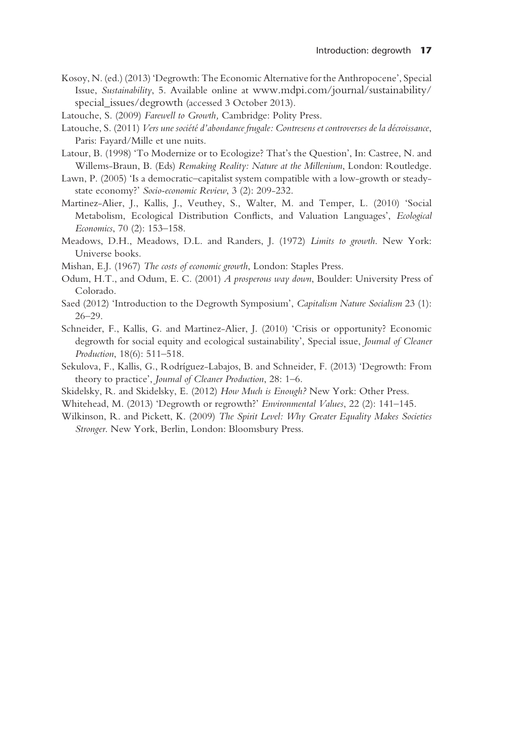Kosoy, N. (ed.) (2013) 'Degrowth: The Economic Alternative for the Anthropocene', Special Issue, *Sustainability*, 5. Available online at www.mdpi.com/journal/sustainability/special_issues/degrowth (accessed 3 October 2013).

Latouche, S. (2009) *Farewell to Growth,* Cambridge: Polity Press.

Latouche, S. (2011) *Vers une société d'abondance frugale: Contresens et controverses de la décroissance*, Paris: Fayard/Mille et une nuits.

Latour, B. (1998) 'To Modernize or to Ecologize? That's the Question', In: Castree, N. and Willems-Braun, B. (Eds) *Remaking Reality: Nature at the Millenium*, London: Routledge.

Lawn, P. (2005) 'Is a democratic–capitalist system compatible with a low-growth or steady-state economy?' *Socio-economic Review*, 3 (2): 209-232.

Martinez-Alier, J., Kallis, J., Veuthey, S., Walter, M. and Temper, L. (2010) 'Social Metabolism, Ecological Distribution Conflicts, and Valuation Languages', *Ecological Economics*, 70 (2): 153–158.

Meadows, D.H., Meadows, D.L. and Randers, J. (1972) *Limits to growth*. New York: Universe books.

Mishan, E.J. (1967) *The costs of economic growth*, London: Staples Press.

Odum, H.T., and Odum, E. C. (2001) *A prosperous way down*, Boulder: University Press of Colorado.

Saed (2012) 'Introduction to the Degrowth Symposium', *Capitalism Nature Socialism* 23 (1): 26–29.

Schneider, F., Kallis, G. and Martinez-Alier, J. (2010) 'Crisis or opportunity? Economic degrowth for social equity and ecological sustainability', Special issue, *Journal of Cleaner Production*, 18(6): 511–518.

Sekulova, F., Kallis, G., Rodríguez-Labajos, B. and Schneider, F. (2013) 'Degrowth: From theory to practice', *Journal of Cleaner Production*, 28: 1–6.

Skidelsky, R. and Skidelsky, E. (2012) *How Much is Enough?* New York: Other Press.

Whitehead, M. (2013) 'Degrowth or regrowth?' *Environmental Values*, 22 (2): 141–145.

Wilkinson, R. and Pickett, K. (2009) *The Spirit Level: Why Greater Equality Makes Societies Stronger*. New York, Berlin, London: Bloomsbury Press.